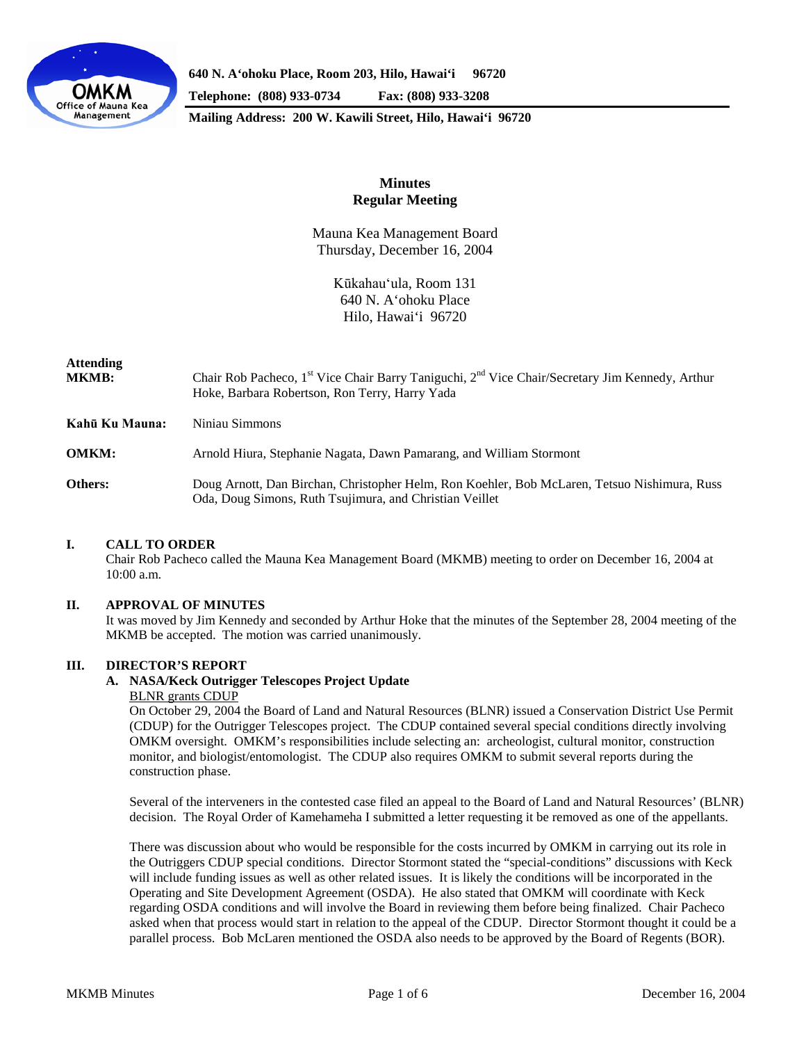640 N. Aʻohoku Place, Room 203, Hilo, Hawaiʻi 96720

Telephone: (808) 933-0734 Fax: (808) 933-3208

Mailing Address: 200 W. Kawili Street, Hilo, Hawaiʻi 96720

**Minutes**
**Regular Meeting**

Mauna Kea Management Board
Thursday, December 16, 2004

Kūkahauʻula, Room 131
640 N. Aʻohoku Place
Hilo, Hawaiʻi 96720

**Attending MKMB:** Chair Rob Pacheco, 1st Vice Chair Barry Taniguchi, 2nd Vice Chair/Secretary Jim Kennedy, Arthur Hoke, Barbara Robertson, Ron Terry, Harry Yada

**Kahū Ku Mauna:** Niniau Simmons

**OMKM:** Arnold Hiura, Stephanie Nagata, Dawn Pamarang, and William Stormont

**Others:** Doug Arnott, Dan Birchan, Christopher Helm, Ron Koehler, Bob McLaren, Tetsuo Nishimura, Russ Oda, Doug Simons, Ruth Tsujimura, and Christian Veillet

## I. CALL TO ORDER

Chair Rob Pacheco called the Mauna Kea Management Board (MKMB) meeting to order on December 16, 2004 at 10:00 a.m.

## II. APPROVAL OF MINUTES

It was moved by Jim Kennedy and seconded by Arthur Hoke that the minutes of the September 28, 2004 meeting of the MKMB be accepted. The motion was carried unanimously.

## III. DIRECTOR'S REPORT

### A. NASA/Keck Outrigger Telescopes Project Update

BLNR grants CDUP

On October 29, 2004 the Board of Land and Natural Resources (BLNR) issued a Conservation District Use Permit (CDUP) for the Outrigger Telescopes project. The CDUP contained several special conditions directly involving OMKM oversight. OMKM's responsibilities include selecting an: archeologist, cultural monitor, construction monitor, and biologist/entomologist. The CDUP also requires OMKM to submit several reports during the construction phase.

Several of the interveners in the contested case filed an appeal to the Board of Land and Natural Resources' (BLNR) decision. The Royal Order of Kamehameha I submitted a letter requesting it be removed as one of the appellants.

There was discussion about who would be responsible for the costs incurred by OMKM in carrying out its role in the Outriggers CDUP special conditions. Director Stormont stated the "special-conditions" discussions with Keck will include funding issues as well as other related issues. It is likely the conditions will be incorporated in the Operating and Site Development Agreement (OSDA). He also stated that OMKM will coordinate with Keck regarding OSDA conditions and will involve the Board in reviewing them before being finalized. Chair Pacheco asked when that process would start in relation to the appeal of the CDUP. Director Stormont thought it could be a parallel process. Bob McLaren mentioned the OSDA also needs to be approved by the Board of Regents (BOR).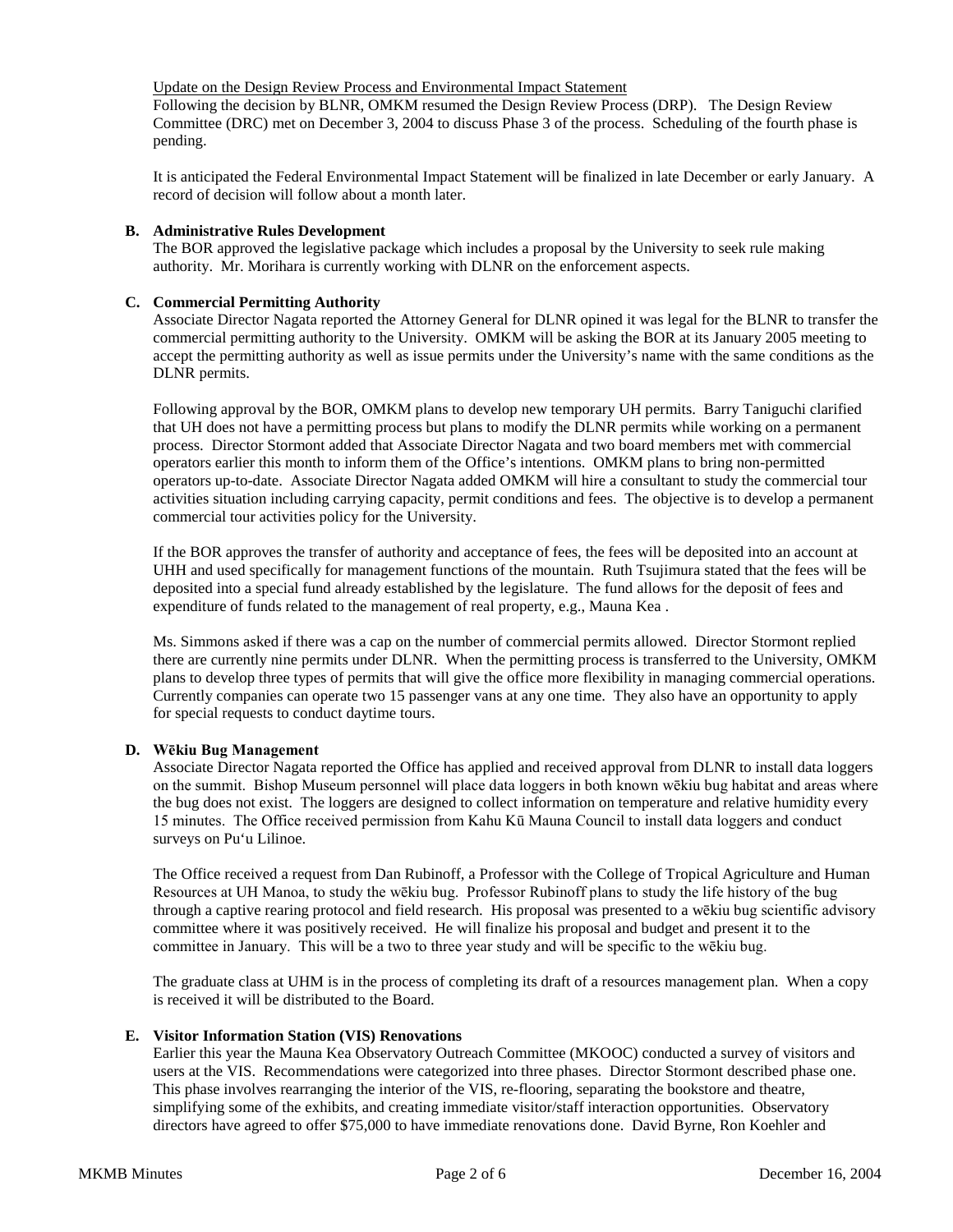Update on the Design Review Process and Environmental Impact Statement

Following the decision by BLNR, OMKM resumed the Design Review Process (DRP). The Design Review Committee (DRC) met on December 3, 2004 to discuss Phase 3 of the process. Scheduling of the fourth phase is pending.

It is anticipated the Federal Environmental Impact Statement will be finalized in late December or early January. A record of decision will follow about a month later.

**B. Administrative Rules Development**

The BOR approved the legislative package which includes a proposal by the University to seek rule making authority. Mr. Morihara is currently working with DLNR on the enforcement aspects.

**C. Commercial Permitting Authority**

Associate Director Nagata reported the Attorney General for DLNR opined it was legal for the BLNR to transfer the commercial permitting authority to the University. OMKM will be asking the BOR at its January 2005 meeting to accept the permitting authority as well as issue permits under the University's name with the same conditions as the DLNR permits.

Following approval by the BOR, OMKM plans to develop new temporary UH permits. Barry Taniguchi clarified that UH does not have a permitting process but plans to modify the DLNR permits while working on a permanent process. Director Stormont added that Associate Director Nagata and two board members met with commercial operators earlier this month to inform them of the Office's intentions. OMKM plans to bring non-permitted operators up-to-date. Associate Director Nagata added OMKM will hire a consultant to study the commercial tour activities situation including carrying capacity, permit conditions and fees. The objective is to develop a permanent commercial tour activities policy for the University.

If the BOR approves the transfer of authority and acceptance of fees, the fees will be deposited into an account at UHH and used specifically for management functions of the mountain. Ruth Tsujimura stated that the fees will be deposited into a special fund already established by the legislature. The fund allows for the deposit of fees and expenditure of funds related to the management of real property, e.g., Mauna Kea .

Ms. Simmons asked if there was a cap on the number of commercial permits allowed. Director Stormont replied there are currently nine permits under DLNR. When the permitting process is transferred to the University, OMKM plans to develop three types of permits that will give the office more flexibility in managing commercial operations. Currently companies can operate two 15 passenger vans at any one time. They also have an opportunity to apply for special requests to conduct daytime tours.

**D. Wēkiu Bug Management**

Associate Director Nagata reported the Office has applied and received approval from DLNR to install data loggers on the summit. Bishop Museum personnel will place data loggers in both known wēkiu bug habitat and areas where the bug does not exist. The loggers are designed to collect information on temperature and relative humidity every 15 minutes. The Office received permission from Kahu Kū Mauna Council to install data loggers and conduct surveys on Pu'u Lilinoe.

The Office received a request from Dan Rubinoff, a Professor with the College of Tropical Agriculture and Human Resources at UH Manoa, to study the wēkiu bug. Professor Rubinoff plans to study the life history of the bug through a captive rearing protocol and field research. His proposal was presented to a wēkiu bug scientific advisory committee where it was positively received. He will finalize his proposal and budget and present it to the committee in January. This will be a two to three year study and will be specific to the wēkiu bug.

The graduate class at UHM is in the process of completing its draft of a resources management plan. When a copy is received it will be distributed to the Board.

**E. Visitor Information Station (VIS) Renovations**

Earlier this year the Mauna Kea Observatory Outreach Committee (MKOOC) conducted a survey of visitors and users at the VIS. Recommendations were categorized into three phases. Director Stormont described phase one. This phase involves rearranging the interior of the VIS, re-flooring, separating the bookstore and theatre, simplifying some of the exhibits, and creating immediate visitor/staff interaction opportunities. Observatory directors have agreed to offer $75,000 to have immediate renovations done. David Byrne, Ron Koehler and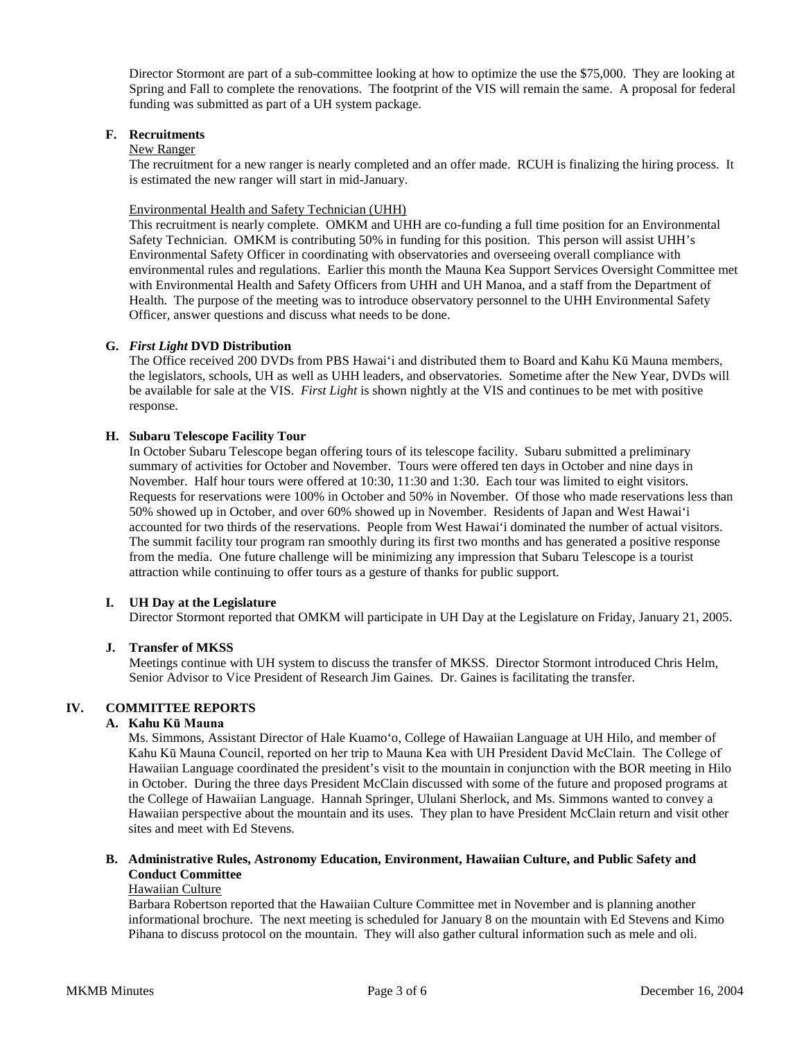Director Stormont are part of a sub-committee looking at how to optimize the use the $75,000. They are looking at Spring and Fall to complete the renovations. The footprint of the VIS will remain the same. A proposal for federal funding was submitted as part of a UH system package.

### F. Recruitments

New Ranger

The recruitment for a new ranger is nearly completed and an offer made. RCUH is finalizing the hiring process. It is estimated the new ranger will start in mid-January.

Environmental Health and Safety Technician (UHH)

This recruitment is nearly complete. OMKM and UHH are co-funding a full time position for an Environmental Safety Technician. OMKM is contributing 50% in funding for this position. This person will assist UHH's Environmental Safety Officer in coordinating with observatories and overseeing overall compliance with environmental rules and regulations. Earlier this month the Mauna Kea Support Services Oversight Committee met with Environmental Health and Safety Officers from UHH and UH Manoa, and a staff from the Department of Health. The purpose of the meeting was to introduce observatory personnel to the UHH Environmental Safety Officer, answer questions and discuss what needs to be done.

### G. *First Light* DVD Distribution

The Office received 200 DVDs from PBS Hawai'i and distributed them to Board and Kahu Kū Mauna members, the legislators, schools, UH as well as UHH leaders, and observatories. Sometime after the New Year, DVDs will be available for sale at the VIS. *First Light* is shown nightly at the VIS and continues to be met with positive response.

### H. Subaru Telescope Facility Tour

In October Subaru Telescope began offering tours of its telescope facility. Subaru submitted a preliminary summary of activities for October and November. Tours were offered ten days in October and nine days in November. Half hour tours were offered at 10:30, 11:30 and 1:30. Each tour was limited to eight visitors. Requests for reservations were 100% in October and 50% in November. Of those who made reservations less than 50% showed up in October, and over 60% showed up in November. Residents of Japan and West Hawai'i accounted for two thirds of the reservations. People from West Hawai'i dominated the number of actual visitors. The summit facility tour program ran smoothly during its first two months and has generated a positive response from the media. One future challenge will be minimizing any impression that Subaru Telescope is a tourist attraction while continuing to offer tours as a gesture of thanks for public support.

### I. UH Day at the Legislature

Director Stormont reported that OMKM will participate in UH Day at the Legislature on Friday, January 21, 2005.

### J. Transfer of MKSS

Meetings continue with UH system to discuss the transfer of MKSS. Director Stormont introduced Chris Helm, Senior Advisor to Vice President of Research Jim Gaines. Dr. Gaines is facilitating the transfer.

## IV. COMMITTEE REPORTS

### A. Kahu Kū Mauna

Ms. Simmons, Assistant Director of Hale Kuamo'o, College of Hawaiian Language at UH Hilo, and member of Kahu Kū Mauna Council, reported on her trip to Mauna Kea with UH President David McClain. The College of Hawaiian Language coordinated the president's visit to the mountain in conjunction with the BOR meeting in Hilo in October. During the three days President McClain discussed with some of the future and proposed programs at the College of Hawaiian Language. Hannah Springer, Ululani Sherlock, and Ms. Simmons wanted to convey a Hawaiian perspective about the mountain and its uses. They plan to have President McClain return and visit other sites and meet with Ed Stevens.

### B. Administrative Rules, Astronomy Education, Environment, Hawaiian Culture, and Public Safety and Conduct Committee

Hawaiian Culture

Barbara Robertson reported that the Hawaiian Culture Committee met in November and is planning another informational brochure. The next meeting is scheduled for January 8 on the mountain with Ed Stevens and Kimo Pihana to discuss protocol on the mountain. They will also gather cultural information such as mele and oli.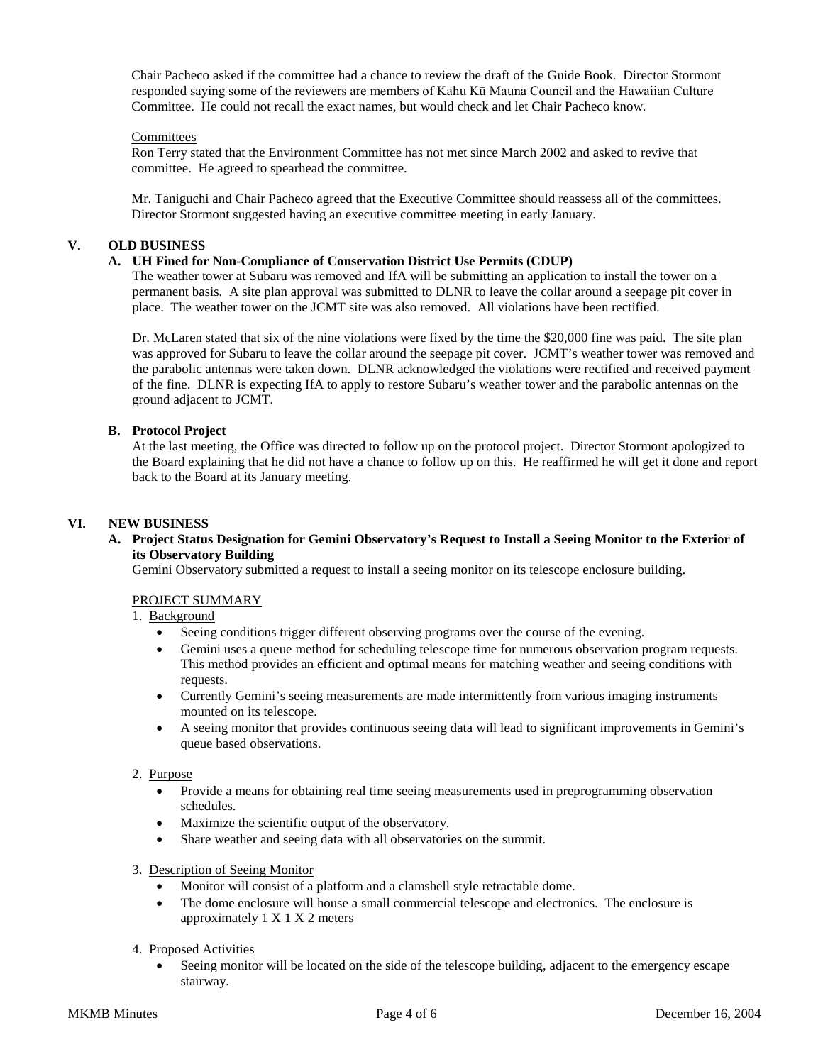Chair Pacheco asked if the committee had a chance to review the draft of the Guide Book. Director Stormont responded saying some of the reviewers are members of Kahu Kū Mauna Council and the Hawaiian Culture Committee. He could not recall the exact names, but would check and let Chair Pacheco know.

Committees

Ron Terry stated that the Environment Committee has not met since March 2002 and asked to revive that committee. He agreed to spearhead the committee.

Mr. Taniguchi and Chair Pacheco agreed that the Executive Committee should reassess all of the committees. Director Stormont suggested having an executive committee meeting in early January.

## V. OLD BUSINESS

### A. UH Fined for Non-Compliance of Conservation District Use Permits (CDUP)

The weather tower at Subaru was removed and IfA will be submitting an application to install the tower on a permanent basis. A site plan approval was submitted to DLNR to leave the collar around a seepage pit cover in place. The weather tower on the JCMT site was also removed. All violations have been rectified.

Dr. McLaren stated that six of the nine violations were fixed by the time the $20,000 fine was paid. The site plan was approved for Subaru to leave the collar around the seepage pit cover. JCMT's weather tower was removed and the parabolic antennas were taken down. DLNR acknowledged the violations were rectified and received payment of the fine. DLNR is expecting IfA to apply to restore Subaru's weather tower and the parabolic antennas on the ground adjacent to JCMT.

### B. Protocol Project

At the last meeting, the Office was directed to follow up on the protocol project. Director Stormont apologized to the Board explaining that he did not have a chance to follow up on this. He reaffirmed he will get it done and report back to the Board at its January meeting.

## VI. NEW BUSINESS

### A. Project Status Designation for Gemini Observatory's Request to Install a Seeing Monitor to the Exterior of its Observatory Building

Gemini Observatory submitted a request to install a seeing monitor on its telescope enclosure building.

PROJECT SUMMARY

1. Background
   - Seeing conditions trigger different observing programs over the course of the evening.
   - Gemini uses a queue method for scheduling telescope time for numerous observation program requests. This method provides an efficient and optimal means for matching weather and seeing conditions with requests.
   - Currently Gemini's seeing measurements are made intermittently from various imaging instruments mounted on its telescope.
   - A seeing monitor that provides continuous seeing data will lead to significant improvements in Gemini's queue based observations.

2. Purpose
   - Provide a means for obtaining real time seeing measurements used in preprogramming observation schedules.
   - Maximize the scientific output of the observatory.
   - Share weather and seeing data with all observatories on the summit.

3. Description of Seeing Monitor
   - Monitor will consist of a platform and a clamshell style retractable dome.
   - The dome enclosure will house a small commercial telescope and electronics. The enclosure is approximately 1 X 1 X 2 meters

4. Proposed Activities
   - Seeing monitor will be located on the side of the telescope building, adjacent to the emergency escape stairway.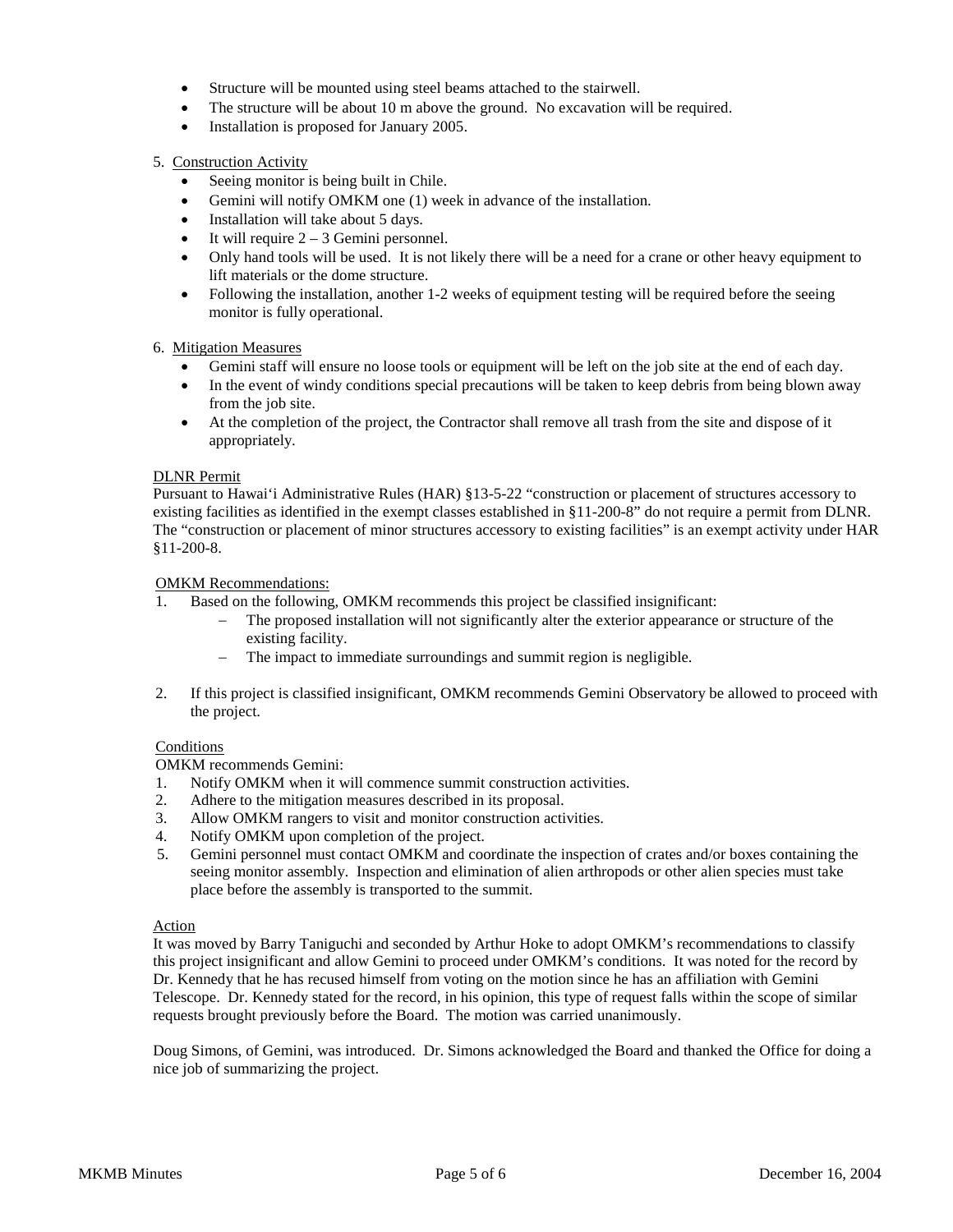- Structure will be mounted using steel beams attached to the stairwell.
- The structure will be about 10 m above the ground. No excavation will be required.
- Installation is proposed for January 2005.

5. Construction Activity
   - Seeing monitor is being built in Chile.
   - Gemini will notify OMKM one (1) week in advance of the installation.
   - Installation will take about 5 days.
   - It will require 2 – 3 Gemini personnel.
   - Only hand tools will be used. It is not likely there will be a need for a crane or other heavy equipment to lift materials or the dome structure.
   - Following the installation, another 1-2 weeks of equipment testing will be required before the seeing monitor is fully operational.

6. Mitigation Measures
   - Gemini staff will ensure no loose tools or equipment will be left on the job site at the end of each day.
   - In the event of windy conditions special precautions will be taken to keep debris from being blown away from the job site.
   - At the completion of the project, the Contractor shall remove all trash from the site and dispose of it appropriately.

DLNR Permit

Pursuant to Hawai'i Administrative Rules (HAR) §13-5-22 "construction or placement of structures accessory to existing facilities as identified in the exempt classes established in §11-200-8" do not require a permit from DLNR. The "construction or placement of minor structures accessory to existing facilities" is an exempt activity under HAR §11-200-8.

OMKM Recommendations:

1. Based on the following, OMKM recommends this project be classified insignificant:
   - The proposed installation will not significantly alter the exterior appearance or structure of the existing facility.
   - The impact to immediate surroundings and summit region is negligible.

2. If this project is classified insignificant, OMKM recommends Gemini Observatory be allowed to proceed with the project.

Conditions

OMKM recommends Gemini:

1. Notify OMKM when it will commence summit construction activities.
2. Adhere to the mitigation measures described in its proposal.
3. Allow OMKM rangers to visit and monitor construction activities.
4. Notify OMKM upon completion of the project.
5. Gemini personnel must contact OMKM and coordinate the inspection of crates and/or boxes containing the seeing monitor assembly. Inspection and elimination of alien arthropods or other alien species must take place before the assembly is transported to the summit.

Action

It was moved by Barry Taniguchi and seconded by Arthur Hoke to adopt OMKM's recommendations to classify this project insignificant and allow Gemini to proceed under OMKM's conditions. It was noted for the record by Dr. Kennedy that he has recused himself from voting on the motion since he has an affiliation with Gemini Telescope. Dr. Kennedy stated for the record, in his opinion, this type of request falls within the scope of similar requests brought previously before the Board. The motion was carried unanimously.

Doug Simons, of Gemini, was introduced. Dr. Simons acknowledged the Board and thanked the Office for doing a nice job of summarizing the project.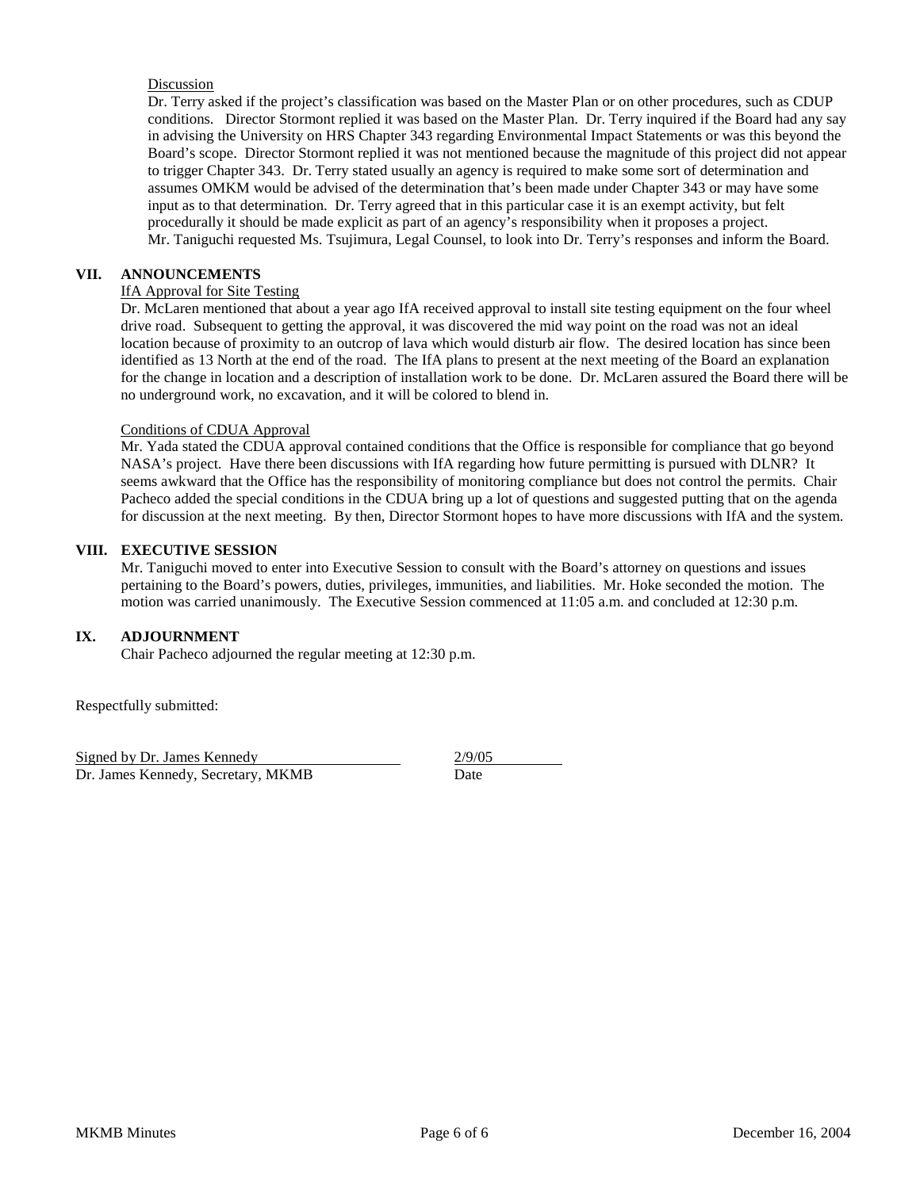Discussion

Dr. Terry asked if the project's classification was based on the Master Plan or on other procedures, such as CDUP conditions. Director Stormont replied it was based on the Master Plan. Dr. Terry inquired if the Board had any say in advising the University on HRS Chapter 343 regarding Environmental Impact Statements or was this beyond the Board's scope. Director Stormont replied it was not mentioned because the magnitude of this project did not appear to trigger Chapter 343. Dr. Terry stated usually an agency is required to make some sort of determination and assumes OMKM would be advised of the determination that's been made under Chapter 343 or may have some input as to that determination. Dr. Terry agreed that in this particular case it is an exempt activity, but felt procedurally it should be made explicit as part of an agency's responsibility when it proposes a project. Mr. Taniguchi requested Ms. Tsujimura, Legal Counsel, to look into Dr. Terry's responses and inform the Board.

## VII. ANNOUNCEMENTS

IfA Approval for Site Testing

Dr. McLaren mentioned that about a year ago IfA received approval to install site testing equipment on the four wheel drive road. Subsequent to getting the approval, it was discovered the mid way point on the road was not an ideal location because of proximity to an outcrop of lava which would disturb air flow. The desired location has since been identified as 13 North at the end of the road. The IfA plans to present at the next meeting of the Board an explanation for the change in location and a description of installation work to be done. Dr. McLaren assured the Board there will be no underground work, no excavation, and it will be colored to blend in.

Conditions of CDUA Approval

Mr. Yada stated the CDUA approval contained conditions that the Office is responsible for compliance that go beyond NASA's project. Have there been discussions with IfA regarding how future permitting is pursued with DLNR? It seems awkward that the Office has the responsibility of monitoring compliance but does not control the permits. Chair Pacheco added the special conditions in the CDUA bring up a lot of questions and suggested putting that on the agenda for discussion at the next meeting. By then, Director Stormont hopes to have more discussions with IfA and the system.

## VIII. EXECUTIVE SESSION

Mr. Taniguchi moved to enter into Executive Session to consult with the Board's attorney on questions and issues pertaining to the Board's powers, duties, privileges, immunities, and liabilities. Mr. Hoke seconded the motion. The motion was carried unanimously. The Executive Session commenced at 11:05 a.m. and concluded at 12:30 p.m.

## IX. ADJOURNMENT

Chair Pacheco adjourned the regular meeting at 12:30 p.m.

Respectfully submitted:

Signed by Dr. James Kennedy — 2/9/05

Dr. James Kennedy, Secretary, MKMB — Date